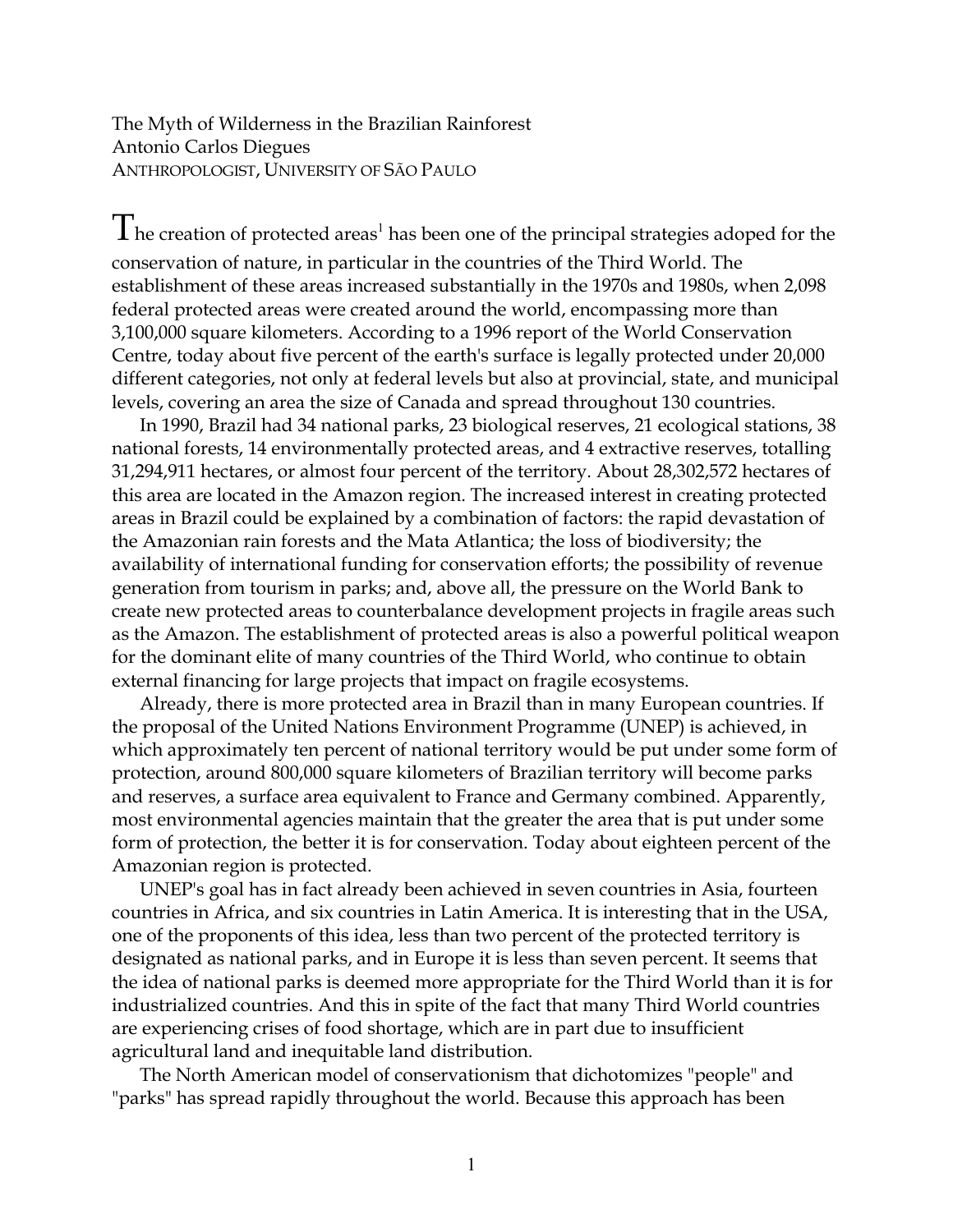The Myth of Wilderness in the Brazilian Rainforest

Antonio Carlos Diegues

ANTHROPOLOGIST, UNIVERSITY OF SÃO PAULO

The creation of protected areas[1] has been one of the principal strategies adoped for the conservation of nature, in particular in the countries of the Third World. The establishment of these areas increased substantially in the 1970s and 1980s, when 2,098 federal protected areas were created around the world, encompassing more than 3,100,000 square kilometers. According to a 1996 report of the World Conservation Centre, today about five percent of the earth's surface is legally protected under 20,000 different categories, not only at federal levels but also at provincial, state, and municipal levels, covering an area the size of Canada and spread throughout 130 countries.

In 1990, Brazil had 34 national parks, 23 biological reserves, 21 ecological stations, 38 national forests, 14 environmentally protected areas, and 4 extractive reserves, totalling 31,294,911 hectares, or almost four percent of the territory. About 28,302,572 hectares of this area are located in the Amazon region. The increased interest in creating protected areas in Brazil could be explained by a combination of factors: the rapid devastation of the Amazonian rain forests and the Mata Atlantica; the loss of biodiversity; the availability of international funding for conservation efforts; the possibility of revenue generation from tourism in parks; and, above all, the pressure on the World Bank to create new protected areas to counterbalance development projects in fragile areas such as the Amazon. The establishment of protected areas is also a powerful political weapon for the dominant elite of many countries of the Third World, who continue to obtain external financing for large projects that impact on fragile ecosystems.

Already, there is more protected area in Brazil than in many European countries. If the proposal of the United Nations Environment Programme (UNEP) is achieved, in which approximately ten percent of national territory would be put under some form of protection, around 800,000 square kilometers of Brazilian territory will become parks and reserves, a surface area equivalent to France and Germany combined. Apparently, most environmental agencies maintain that the greater the area that is put under some form of protection, the better it is for conservation. Today about eighteen percent of the Amazonian region is protected.

UNEP's goal has in fact already been achieved in seven countries in Asia, fourteen countries in Africa, and six countries in Latin America. It is interesting that in the USA, one of the proponents of this idea, less than two percent of the protected territory is designated as national parks, and in Europe it is less than seven percent. It seems that the idea of national parks is deemed more appropriate for the Third World than it is for industrialized countries. And this in spite of the fact that many Third World countries are experiencing crises of food shortage, which are in part due to insufficient agricultural land and inequitable land distribution.

The North American model of conservationism that dichotomizes "people" and "parks" has spread rapidly throughout the world. Because this approach has been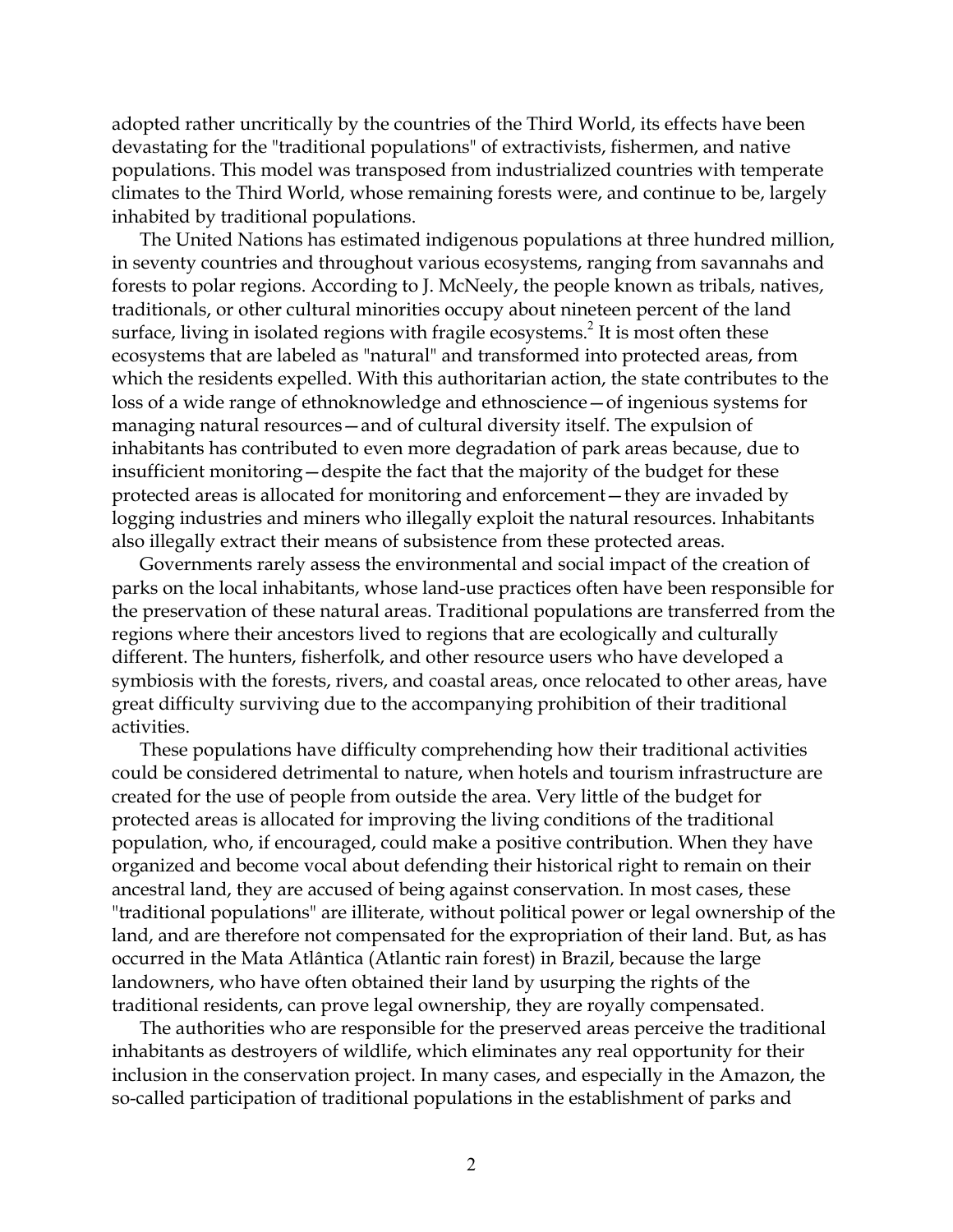adopted rather uncritically by the countries of the Third World, its effects have been devastating for the "traditional populations" of extractivists, fishermen, and native populations. This model was transposed from industrialized countries with temperate climates to the Third World, whose remaining forests were, and continue to be, largely inhabited by traditional populations.

The United Nations has estimated indigenous populations at three hundred million, in seventy countries and throughout various ecosystems, ranging from savannahs and forests to polar regions. According to J. McNeely, the people known as tribals, natives, traditionals, or other cultural minorities occupy about nineteen percent of the land surface, living in isolated regions with fragile ecosystems.[2] It is most often these ecosystems that are labeled as "natural" and transformed into protected areas, from which the residents expelled. With this authoritarian action, the state contributes to the loss of a wide range of ethnoknowledge and ethnoscience—of ingenious systems for managing natural resources—and of cultural diversity itself. The expulsion of inhabitants has contributed to even more degradation of park areas because, due to insufficient monitoring—despite the fact that the majority of the budget for these protected areas is allocated for monitoring and enforcement—they are invaded by logging industries and miners who illegally exploit the natural resources. Inhabitants also illegally extract their means of subsistence from these protected areas.

Governments rarely assess the environmental and social impact of the creation of parks on the local inhabitants, whose land-use practices often have been responsible for the preservation of these natural areas. Traditional populations are transferred from the regions where their ancestors lived to regions that are ecologically and culturally different. The hunters, fisherfolk, and other resource users who have developed a symbiosis with the forests, rivers, and coastal areas, once relocated to other areas, have great difficulty surviving due to the accompanying prohibition of their traditional activities.

These populations have difficulty comprehending how their traditional activities could be considered detrimental to nature, when hotels and tourism infrastructure are created for the use of people from outside the area. Very little of the budget for protected areas is allocated for improving the living conditions of the traditional population, who, if encouraged, could make a positive contribution. When they have organized and become vocal about defending their historical right to remain on their ancestral land, they are accused of being against conservation. In most cases, these "traditional populations" are illiterate, without political power or legal ownership of the land, and are therefore not compensated for the expropriation of their land. But, as has occurred in the Mata Atlântica (Atlantic rain forest) in Brazil, because the large landowners, who have often obtained their land by usurping the rights of the traditional residents, can prove legal ownership, they are royally compensated.

The authorities who are responsible for the preserved areas perceive the traditional inhabitants as destroyers of wildlife, which eliminates any real opportunity for their inclusion in the conservation project. In many cases, and especially in the Amazon, the so-called participation of traditional populations in the establishment of parks and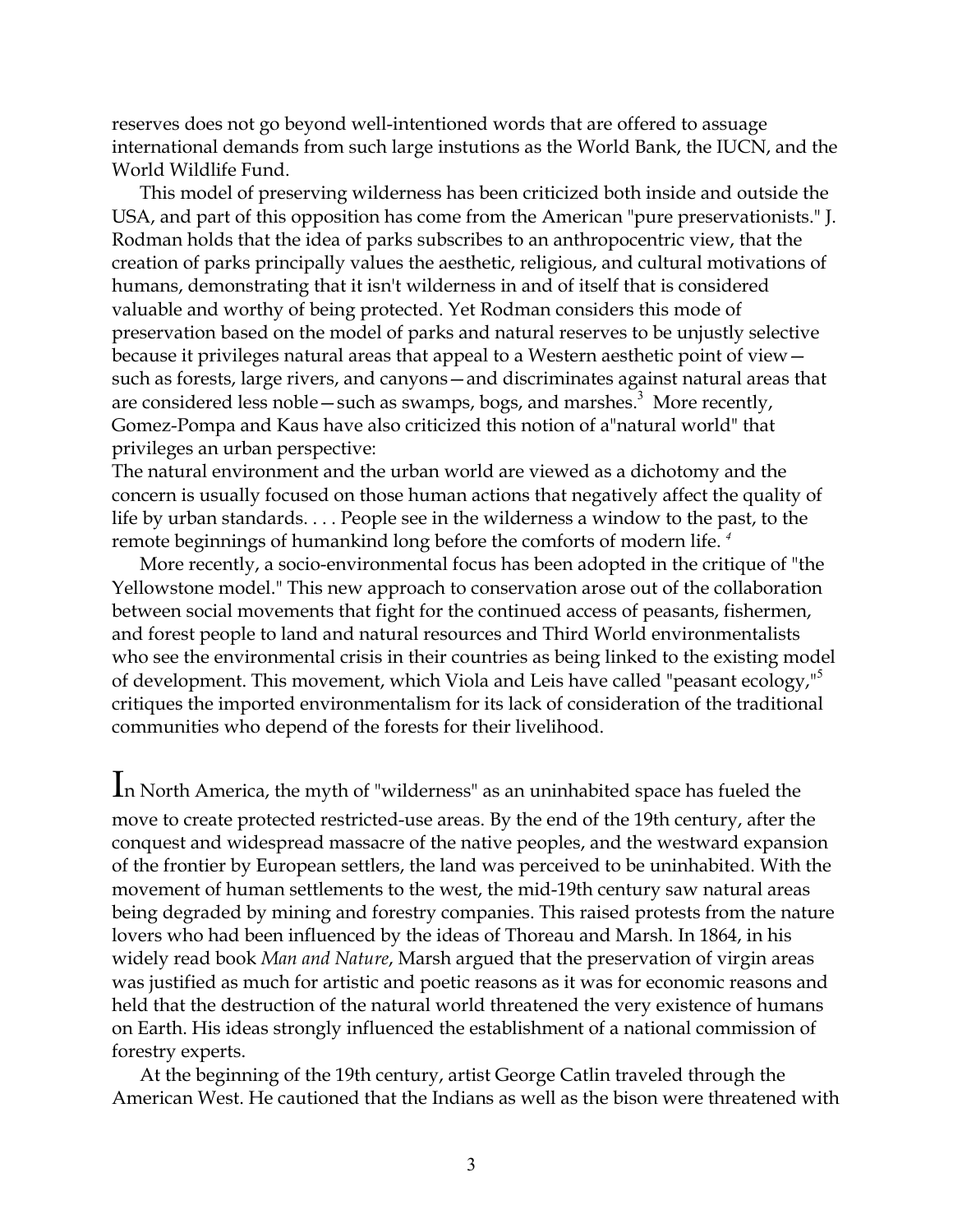reserves does not go beyond well-intentioned words that are offered to assuage international demands from such large instutions as the World Bank, the IUCN, and the World Wildlife Fund.

This model of preserving wilderness has been criticized both inside and outside the USA, and part of this opposition has come from the American "pure preservationists." J. Rodman holds that the idea of parks subscribes to an anthropocentric view, that the creation of parks principally values the aesthetic, religious, and cultural motivations of humans, demonstrating that it isn't wilderness in and of itself that is considered valuable and worthy of being protected. Yet Rodman considers this mode of preservation based on the model of parks and natural reserves to be unjustly selective because it privileges natural areas that appeal to a Western aesthetic point of view—such as forests, large rivers, and canyons—and discriminates against natural areas that are considered less noble—such as swamps, bogs, and marshes.[3] More recently, Gomez-Pompa and Kaus have also criticized this notion of a"natural world" that privileges an urban perspective:

The natural environment and the urban world are viewed as a dichotomy and the concern is usually focused on those human actions that negatively affect the quality of life by urban standards. . . . People see in the wilderness a window to the past, to the remote beginnings of humankind long before the comforts of modern life. [4]

More recently, a socio-environmental focus has been adopted in the critique of "the Yellowstone model." This new approach to conservation arose out of the collaboration between social movements that fight for the continued access of peasants, fishermen, and forest people to land and natural resources and Third World environmentalists who see the environmental crisis in their countries as being linked to the existing model of development. This movement, which Viola and Leis have called "peasant ecology,"[5] critiques the imported environmentalism for its lack of consideration of the traditional communities who depend of the forests for their livelihood.

In North America, the myth of "wilderness" as an uninhabited space has fueled the move to create protected restricted-use areas. By the end of the 19th century, after the conquest and widespread massacre of the native peoples, and the westward expansion of the frontier by European settlers, the land was perceived to be uninhabited. With the movement of human settlements to the west, the mid-19th century saw natural areas being degraded by mining and forestry companies. This raised protests from the nature lovers who had been influenced by the ideas of Thoreau and Marsh. In 1864, in his widely read book *Man and Nature*, Marsh argued that the preservation of virgin areas was justified as much for artistic and poetic reasons as it was for economic reasons and held that the destruction of the natural world threatened the very existence of humans on Earth. His ideas strongly influenced the establishment of a national commission of forestry experts.

At the beginning of the 19th century, artist George Catlin traveled through the American West. He cautioned that the Indians as well as the bison were threatened with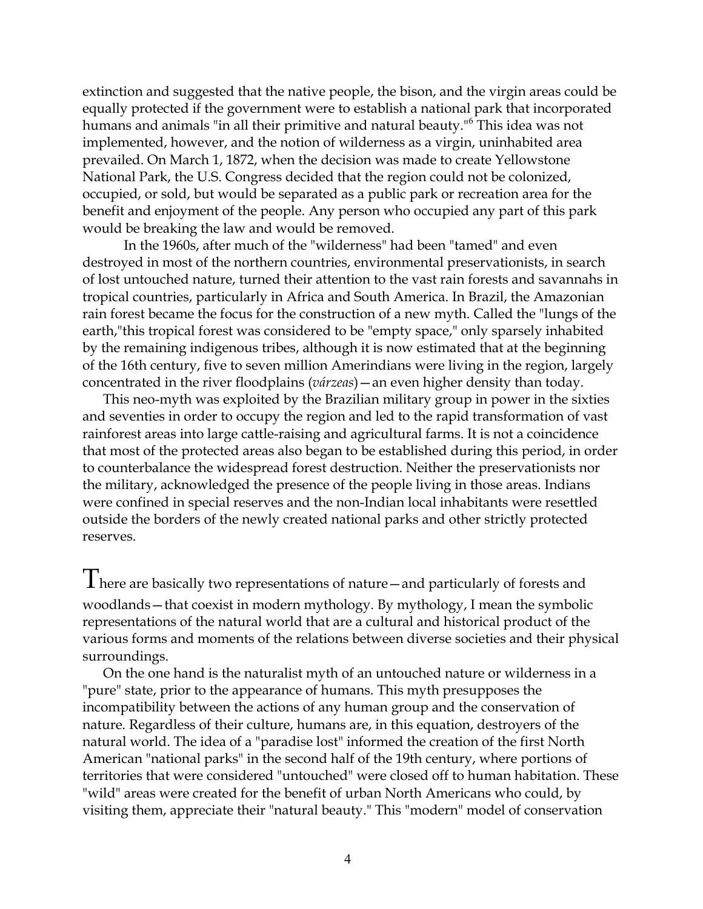extinction and suggested that the native people, the bison, and the virgin areas could be equally protected if the government were to establish a national park that incorporated humans and animals "in all their primitive and natural beauty."[6] This idea was not implemented, however, and the notion of wilderness as a virgin, uninhabited area prevailed. On March 1, 1872, when the decision was made to create Yellowstone National Park, the U.S. Congress decided that the region could not be colonized, occupied, or sold, but would be separated as a public park or recreation area for the benefit and enjoyment of the people. Any person who occupied any part of this park would be breaking the law and would be removed.

In the 1960s, after much of the "wilderness" had been "tamed" and even destroyed in most of the northern countries, environmental preservationists, in search of lost untouched nature, turned their attention to the vast rain forests and savannahs in tropical countries, particularly in Africa and South America. In Brazil, the Amazonian rain forest became the focus for the construction of a new myth. Called the "lungs of the earth,"this tropical forest was considered to be "empty space," only sparsely inhabited by the remaining indigenous tribes, although it is now estimated that at the beginning of the 16th century, five to seven million Amerindians were living in the region, largely concentrated in the river floodplains (*várzeas*)—an even higher density than today.

This neo-myth was exploited by the Brazilian military group in power in the sixties and seventies in order to occupy the region and led to the rapid transformation of vast rainforest areas into large cattle-raising and agricultural farms. It is not a coincidence that most of the protected areas also began to be established during this period, in order to counterbalance the widespread forest destruction. Neither the preservationists nor the military, acknowledged the presence of the people living in those areas. Indians were confined in special reserves and the non-Indian local inhabitants were resettled outside the borders of the newly created national parks and other strictly protected reserves.

There are basically two representations of nature—and particularly of forests and woodlands—that coexist in modern mythology. By mythology, I mean the symbolic representations of the natural world that are a cultural and historical product of the various forms and moments of the relations between diverse societies and their physical surroundings.

On the one hand is the naturalist myth of an untouched nature or wilderness in a "pure" state, prior to the appearance of humans. This myth presupposes the incompatibility between the actions of any human group and the conservation of nature. Regardless of their culture, humans are, in this equation, destroyers of the natural world. The idea of a "paradise lost" informed the creation of the first North American "national parks" in the second half of the 19th century, where portions of territories that were considered "untouched" were closed off to human habitation. These "wild" areas were created for the benefit of urban North Americans who could, by visiting them, appreciate their "natural beauty." This "modern" model of conservation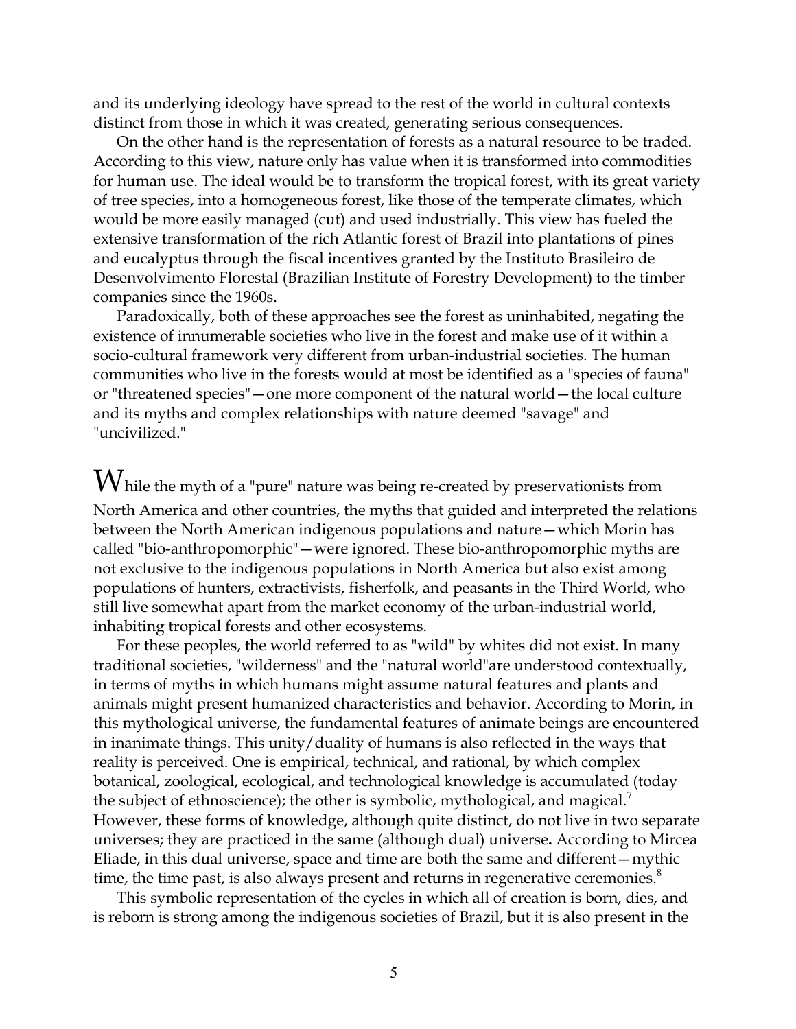and its underlying ideology have spread to the rest of the world in cultural contexts distinct from those in which it was created, generating serious consequences.

On the other hand is the representation of forests as a natural resource to be traded. According to this view, nature only has value when it is transformed into commodities for human use. The ideal would be to transform the tropical forest, with its great variety of tree species, into a homogeneous forest, like those of the temperate climates, which would be more easily managed (cut) and used industrially. This view has fueled the extensive transformation of the rich Atlantic forest of Brazil into plantations of pines and eucalyptus through the fiscal incentives granted by the Instituto Brasileiro de Desenvolvimento Florestal (Brazilian Institute of Forestry Development) to the timber companies since the 1960s.

Paradoxically, both of these approaches see the forest as uninhabited, negating the existence of innumerable societies who live in the forest and make use of it within a socio-cultural framework very different from urban-industrial societies. The human communities who live in the forests would at most be identified as a "species of fauna" or "threatened species"—one more component of the natural world—the local culture and its myths and complex relationships with nature deemed "savage" and "uncivilized."

While the myth of a "pure" nature was being re-created by preservationists from North America and other countries, the myths that guided and interpreted the relations between the North American indigenous populations and nature—which Morin has called "bio-anthropomorphic"—were ignored. These bio-anthropomorphic myths are not exclusive to the indigenous populations in North America but also exist among populations of hunters, extractivists, fisherfolk, and peasants in the Third World, who still live somewhat apart from the market economy of the urban-industrial world, inhabiting tropical forests and other ecosystems.

For these peoples, the world referred to as "wild" by whites did not exist. In many traditional societies, "wilderness" and the "natural world"are understood contextually, in terms of myths in which humans might assume natural features and plants and animals might present humanized characteristics and behavior. According to Morin, in this mythological universe, the fundamental features of animate beings are encountered in inanimate things. This unity/duality of humans is also reflected in the ways that reality is perceived. One is empirical, technical, and rational, by which complex botanical, zoological, ecological, and technological knowledge is accumulated (today the subject of ethnoscience); the other is symbolic, mythological, and magical.[7] However, these forms of knowledge, although quite distinct, do not live in two separate universes; they are practiced in the same (although dual) universe**.** According to Mircea Eliade, in this dual universe, space and time are both the same and different—mythic time, the time past, is also always present and returns in regenerative ceremonies.[8]

This symbolic representation of the cycles in which all of creation is born, dies, and is reborn is strong among the indigenous societies of Brazil, but it is also present in the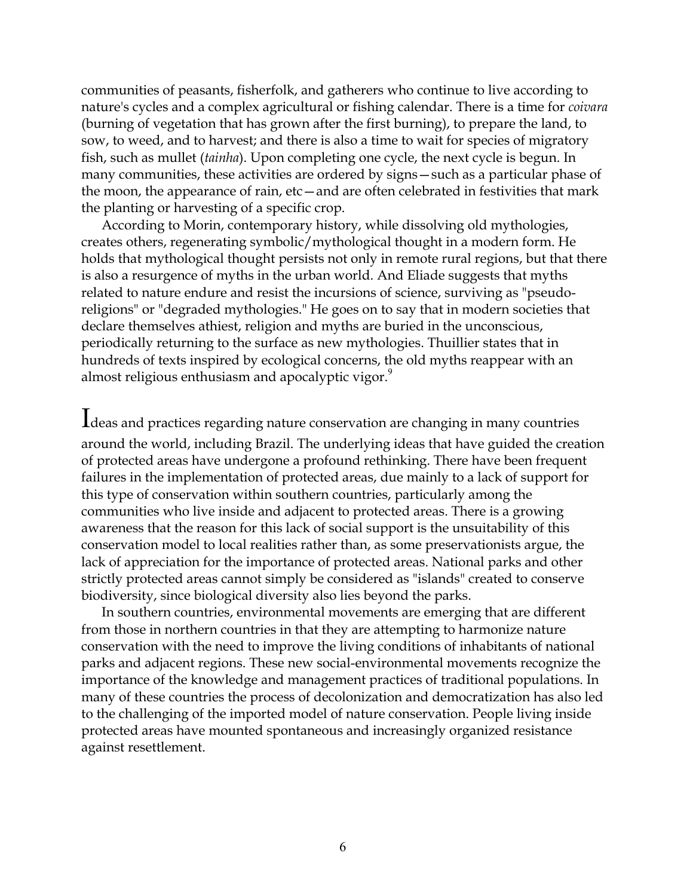communities of peasants, fisherfolk, and gatherers who continue to live according to nature's cycles and a complex agricultural or fishing calendar. There is a time for *coivara* (burning of vegetation that has grown after the first burning), to prepare the land, to sow, to weed, and to harvest; and there is also a time to wait for species of migratory fish, such as mullet (*tainha*). Upon completing one cycle, the next cycle is begun. In many communities, these activities are ordered by signs—such as a particular phase of the moon, the appearance of rain, etc—and are often celebrated in festivities that mark the planting or harvesting of a specific crop.

According to Morin, contemporary history, while dissolving old mythologies, creates others, regenerating symbolic/mythological thought in a modern form. He holds that mythological thought persists not only in remote rural regions, but that there is also a resurgence of myths in the urban world. And Eliade suggests that myths related to nature endure and resist the incursions of science, surviving as "pseudo-religions" or "degraded mythologies." He goes on to say that in modern societies that declare themselves athiest, religion and myths are buried in the unconscious, periodically returning to the surface as new mythologies. Thuillier states that in hundreds of texts inspired by ecological concerns, the old myths reappear with an almost religious enthusiasm and apocalyptic vigor.[9]

Ideas and practices regarding nature conservation are changing in many countries around the world, including Brazil. The underlying ideas that have guided the creation of protected areas have undergone a profound rethinking. There have been frequent failures in the implementation of protected areas, due mainly to a lack of support for this type of conservation within southern countries, particularly among the communities who live inside and adjacent to protected areas. There is a growing awareness that the reason for this lack of social support is the unsuitability of this conservation model to local realities rather than, as some preservationists argue, the lack of appreciation for the importance of protected areas. National parks and other strictly protected areas cannot simply be considered as "islands" created to conserve biodiversity, since biological diversity also lies beyond the parks.

In southern countries, environmental movements are emerging that are different from those in northern countries in that they are attempting to harmonize nature conservation with the need to improve the living conditions of inhabitants of national parks and adjacent regions. These new social-environmental movements recognize the importance of the knowledge and management practices of traditional populations. In many of these countries the process of decolonization and democratization has also led to the challenging of the imported model of nature conservation. People living inside protected areas have mounted spontaneous and increasingly organized resistance against resettlement.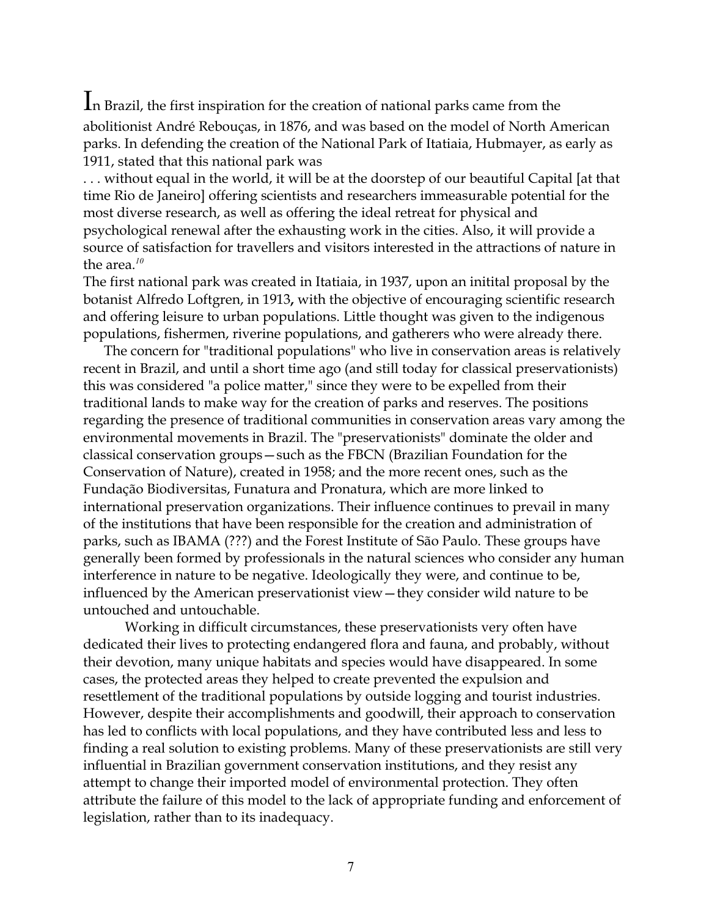In Brazil, the first inspiration for the creation of national parks came from the abolitionist André Rebouças, in 1876, and was based on the model of North American parks. In defending the creation of the National Park of Itatiaia, Hubmayer, as early as 1911, stated that this national park was

. . . without equal in the world, it will be at the doorstep of our beautiful Capital [at that time Rio de Janeiro] offering scientists and researchers immeasurable potential for the most diverse research, as well as offering the ideal retreat for physical and psychological renewal after the exhausting work in the cities. Also, it will provide a source of satisfaction for travellers and visitors interested in the attractions of nature in the area.[10]

The first national park was created in Itatiaia, in 1937, upon an initital proposal by the botanist Alfredo Loftgren, in 1913**,** with the objective of encouraging scientific research and offering leisure to urban populations. Little thought was given to the indigenous populations, fishermen, riverine populations, and gatherers who were already there.

The concern for "traditional populations" who live in conservation areas is relatively recent in Brazil, and until a short time ago (and still today for classical preservationists) this was considered "a police matter," since they were to be expelled from their traditional lands to make way for the creation of parks and reserves. The positions regarding the presence of traditional communities in conservation areas vary among the environmental movements in Brazil. The "preservationists" dominate the older and classical conservation groups—such as the FBCN (Brazilian Foundation for the Conservation of Nature), created in 1958; and the more recent ones, such as the Fundação Biodiversitas, Funatura and Pronatura, which are more linked to international preservation organizations. Their influence continues to prevail in many of the institutions that have been responsible for the creation and administration of parks, such as IBAMA (???) and the Forest Institute of São Paulo. These groups have generally been formed by professionals in the natural sciences who consider any human interference in nature to be negative. Ideologically they were, and continue to be, influenced by the American preservationist view—they consider wild nature to be untouched and untouchable.

Working in difficult circumstances, these preservationists very often have dedicated their lives to protecting endangered flora and fauna, and probably, without their devotion, many unique habitats and species would have disappeared. In some cases, the protected areas they helped to create prevented the expulsion and resettlement of the traditional populations by outside logging and tourist industries. However, despite their accomplishments and goodwill, their approach to conservation has led to conflicts with local populations, and they have contributed less and less to finding a real solution to existing problems. Many of these preservationists are still very influential in Brazilian government conservation institutions, and they resist any attempt to change their imported model of environmental protection. They often attribute the failure of this model to the lack of appropriate funding and enforcement of legislation, rather than to its inadequacy.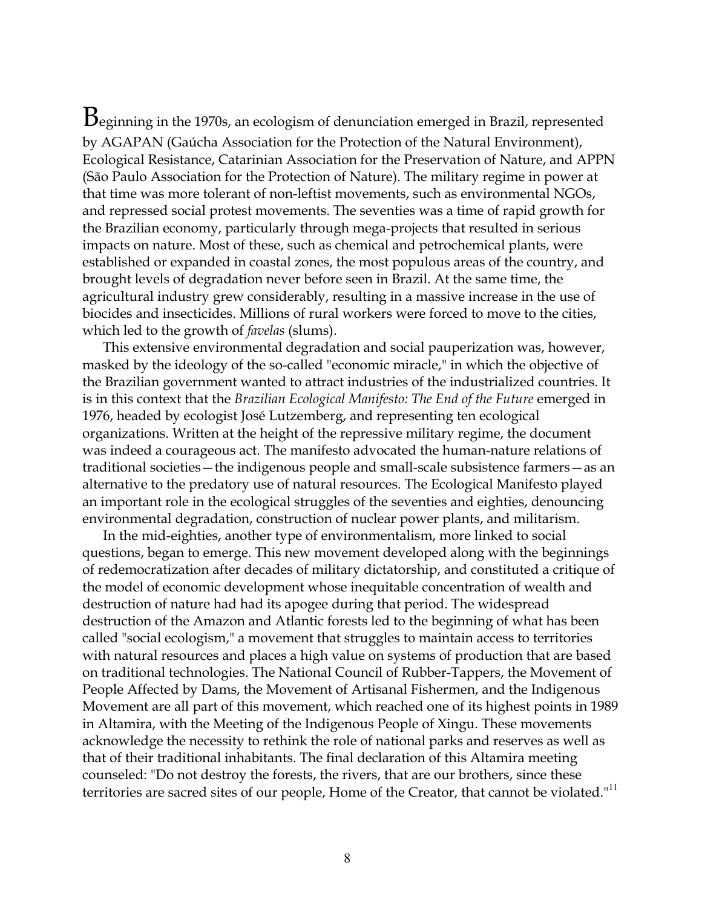Beginning in the 1970s, an ecologism of denunciation emerged in Brazil, represented by AGAPAN (Gaúcha Association for the Protection of the Natural Environment), Ecological Resistance, Catarinian Association for the Preservation of Nature, and APPN (São Paulo Association for the Protection of Nature). The military regime in power at that time was more tolerant of non-leftist movements, such as environmental NGOs, and repressed social protest movements. The seventies was a time of rapid growth for the Brazilian economy, particularly through mega-projects that resulted in serious impacts on nature. Most of these, such as chemical and petrochemical plants, were established or expanded in coastal zones, the most populous areas of the country, and brought levels of degradation never before seen in Brazil. At the same time, the agricultural industry grew considerably, resulting in a massive increase in the use of biocides and insecticides. Millions of rural workers were forced to move to the cities, which led to the growth of *favelas* (slums).

This extensive environmental degradation and social pauperization was, however, masked by the ideology of the so-called "economic miracle," in which the objective of the Brazilian government wanted to attract industries of the industrialized countries. It is in this context that the *Brazilian Ecological Manifesto: The End of the Future* emerged in 1976, headed by ecologist José Lutzemberg, and representing ten ecological organizations. Written at the height of the repressive military regime, the document was indeed a courageous act. The manifesto advocated the human-nature relations of traditional societies—the indigenous people and small-scale subsistence farmers—as an alternative to the predatory use of natural resources. The Ecological Manifesto played an important role in the ecological struggles of the seventies and eighties, denouncing environmental degradation, construction of nuclear power plants, and militarism.

In the mid-eighties, another type of environmentalism, more linked to social questions, began to emerge. This new movement developed along with the beginnings of redemocratization after decades of military dictatorship, and constituted a critique of the model of economic development whose inequitable concentration of wealth and destruction of nature had had its apogee during that period. The widespread destruction of the Amazon and Atlantic forests led to the beginning of what has been called "social ecologism," a movement that struggles to maintain access to territories with natural resources and places a high value on systems of production that are based on traditional technologies. The National Council of Rubber-Tappers, the Movement of People Affected by Dams, the Movement of Artisanal Fishermen, and the Indigenous Movement are all part of this movement, which reached one of its highest points in 1989 in Altamira, with the Meeting of the Indigenous People of Xingu. These movements acknowledge the necessity to rethink the role of national parks and reserves as well as that of their traditional inhabitants. The final declaration of this Altamira meeting counseled: "Do not destroy the forests, the rivers, that are our brothers, since these territories are sacred sites of our people, Home of the Creator, that cannot be violated."[11]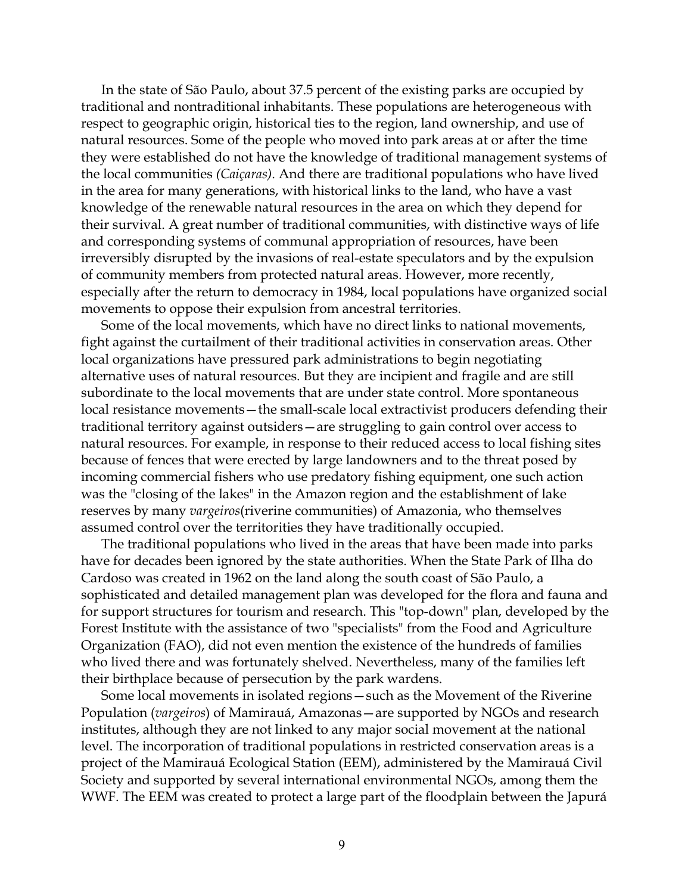In the state of São Paulo, about 37.5 percent of the existing parks are occupied by traditional and nontraditional inhabitants. These populations are heterogeneous with respect to geographic origin, historical ties to the region, land ownership, and use of natural resources. Some of the people who moved into park areas at or after the time they were established do not have the knowledge of traditional management systems of the local communities *(Caiçaras)*. And there are traditional populations who have lived in the area for many generations, with historical links to the land, who have a vast knowledge of the renewable natural resources in the area on which they depend for their survival. A great number of traditional communities, with distinctive ways of life and corresponding systems of communal appropriation of resources, have been irreversibly disrupted by the invasions of real-estate speculators and by the expulsion of community members from protected natural areas. However, more recently, especially after the return to democracy in 1984, local populations have organized social movements to oppose their expulsion from ancestral territories.

Some of the local movements, which have no direct links to national movements, fight against the curtailment of their traditional activities in conservation areas. Other local organizations have pressured park administrations to begin negotiating alternative uses of natural resources. But they are incipient and fragile and are still subordinate to the local movements that are under state control. More spontaneous local resistance movements—the small-scale local extractivist producers defending their traditional territory against outsiders—are struggling to gain control over access to natural resources. For example, in response to their reduced access to local fishing sites because of fences that were erected by large landowners and to the threat posed by incoming commercial fishers who use predatory fishing equipment, one such action was the "closing of the lakes" in the Amazon region and the establishment of lake reserves by many *vargeiros*(riverine communities) of Amazonia, who themselves assumed control over the territories they have traditionally occupied.

The traditional populations who lived in the areas that have been made into parks have for decades been ignored by the state authorities. When the State Park of Ilha do Cardoso was created in 1962 on the land along the south coast of São Paulo, a sophisticated and detailed management plan was developed for the flora and fauna and for support structures for tourism and research. This "top-down" plan, developed by the Forest Institute with the assistance of two "specialists" from the Food and Agriculture Organization (FAO), did not even mention the existence of the hundreds of families who lived there and was fortunately shelved. Nevertheless, many of the families left their birthplace because of persecution by the park wardens.

Some local movements in isolated regions—such as the Movement of the Riverine Population (*vargeiros*) of Mamirauá, Amazonas—are supported by NGOs and research institutes, although they are not linked to any major social movement at the national level. The incorporation of traditional populations in restricted conservation areas is a project of the Mamirauá Ecological Station (EEM), administered by the Mamirauá Civil Society and supported by several international environmental NGOs, among them the WWF. The EEM was created to protect a large part of the floodplain between the Japurá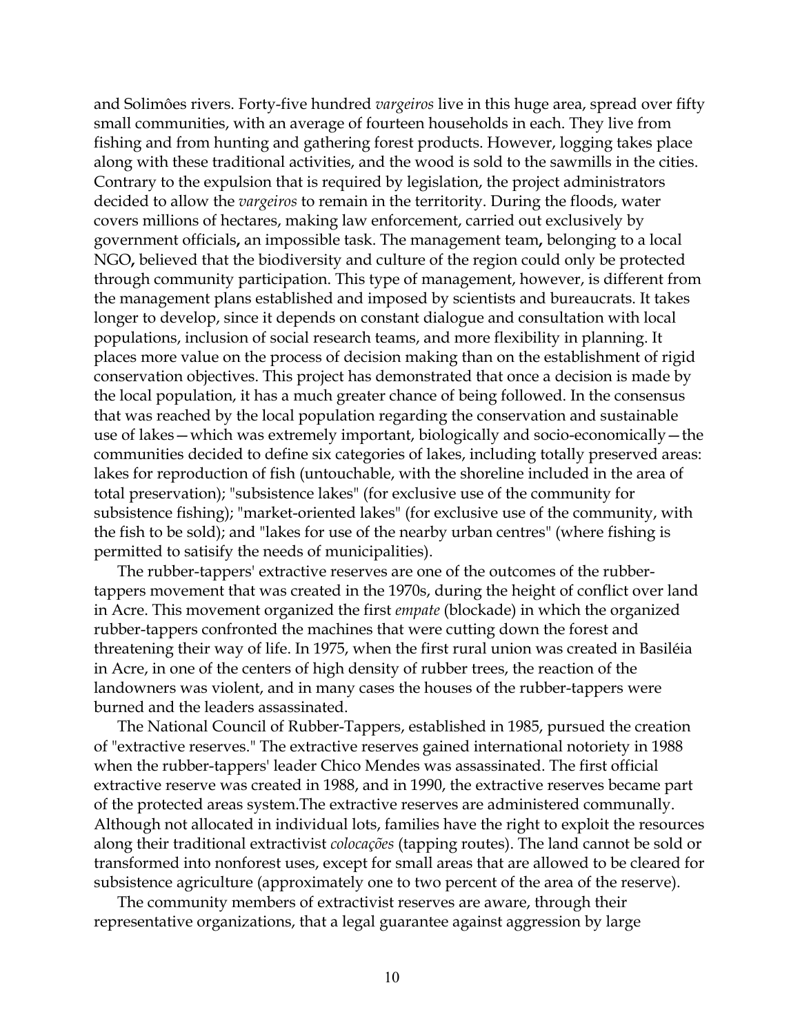and Solimôes rivers. Forty-five hundred *vargeiros* live in this huge area, spread over fifty small communities, with an average of fourteen households in each. They live from fishing and from hunting and gathering forest products. However, logging takes place along with these traditional activities, and the wood is sold to the sawmills in the cities. Contrary to the expulsion that is required by legislation, the project administrators decided to allow the *vargeiros* to remain in the territory. During the floods, water covers millions of hectares, making law enforcement, carried out exclusively by government officials**,** an impossible task. The management team**,** belonging to a local NGO**,** believed that the biodiversity and culture of the region could only be protected through community participation. This type of management, however, is different from the management plans established and imposed by scientists and bureaucrats. It takes longer to develop, since it depends on constant dialogue and consultation with local populations, inclusion of social research teams, and more flexibility in planning. It places more value on the process of decision making than on the establishment of rigid conservation objectives. This project has demonstrated that once a decision is made by the local population, it has a much greater chance of being followed. In the consensus that was reached by the local population regarding the conservation and sustainable use of lakes—which was extremely important, biologically and socio-economically—the communities decided to define six categories of lakes, including totally preserved areas: lakes for reproduction of fish (untouchable, with the shoreline included in the area of total preservation); "subsistence lakes" (for exclusive use of the community for subsistence fishing); "market-oriented lakes" (for exclusive use of the community, with the fish to be sold); and "lakes for use of the nearby urban centres" (where fishing is permitted to satisify the needs of municipalities).

The rubber-tappers' extractive reserves are one of the outcomes of the rubber-tappers movement that was created in the 1970s, during the height of conflict over land in Acre. This movement organized the first *empate* (blockade) in which the organized rubber-tappers confronted the machines that were cutting down the forest and threatening their way of life. In 1975, when the first rural union was created in Basiléia in Acre, in one of the centers of high density of rubber trees, the reaction of the landowners was violent, and in many cases the houses of the rubber-tappers were burned and the leaders assassinated.

The National Council of Rubber-Tappers, established in 1985, pursued the creation of "extractive reserves." The extractive reserves gained international notoriety in 1988 when the rubber-tappers' leader Chico Mendes was assassinated. The first official extractive reserve was created in 1988, and in 1990, the extractive reserves became part of the protected areas system.The extractive reserves are administered communally. Although not allocated in individual lots, families have the right to exploit the resources along their traditional extractivist *colocações* (tapping routes). The land cannot be sold or transformed into nonforest uses, except for small areas that are allowed to be cleared for subsistence agriculture (approximately one to two percent of the area of the reserve).

The community members of extractivist reserves are aware, through their representative organizations, that a legal guarantee against aggression by large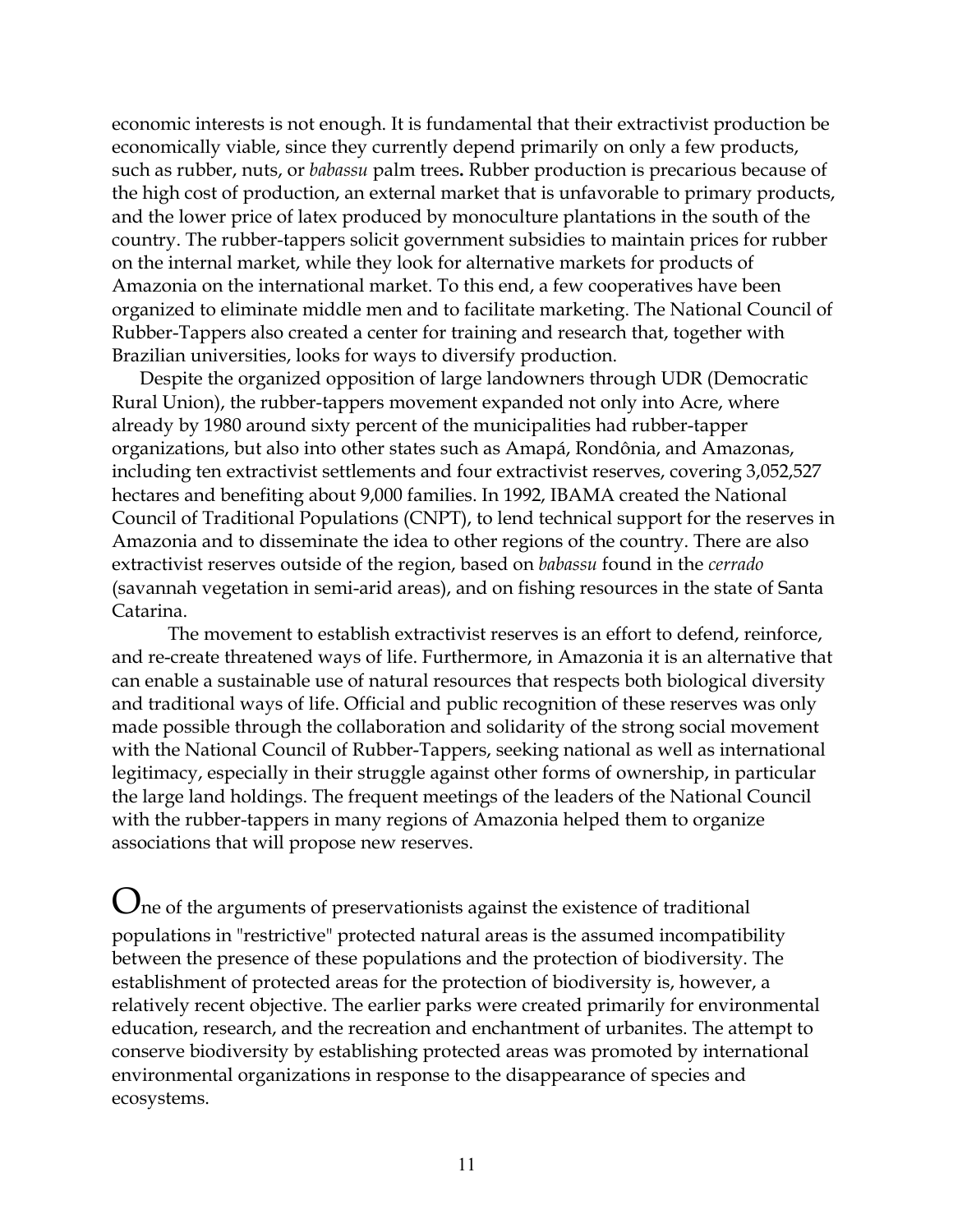economic interests is not enough. It is fundamental that their extractivist production be economically viable, since they currently depend primarily on only a few products, such as rubber, nuts, or *babassu* palm trees**.** Rubber production is precarious because of the high cost of production, an external market that is unfavorable to primary products, and the lower price of latex produced by monoculture plantations in the south of the country. The rubber-tappers solicit government subsidies to maintain prices for rubber on the internal market, while they look for alternative markets for products of Amazonia on the international market. To this end, a few cooperatives have been organized to eliminate middle men and to facilitate marketing. The National Council of Rubber-Tappers also created a center for training and research that, together with Brazilian universities, looks for ways to diversify production.

Despite the organized opposition of large landowners through UDR (Democratic Rural Union), the rubber-tappers movement expanded not only into Acre, where already by 1980 around sixty percent of the municipalities had rubber-tapper organizations, but also into other states such as Amapá, Rondônia, and Amazonas, including ten extractivist settlements and four extractivist reserves, covering 3,052,527 hectares and benefiting about 9,000 families. In 1992, IBAMA created the National Council of Traditional Populations (CNPT), to lend technical support for the reserves in Amazonia and to disseminate the idea to other regions of the country. There are also extractivist reserves outside of the region, based on *babassu* found in the *cerrado* (savannah vegetation in semi-arid areas), and on fishing resources in the state of Santa Catarina.

The movement to establish extractivist reserves is an effort to defend, reinforce, and re-create threatened ways of life. Furthermore, in Amazonia it is an alternative that can enable a sustainable use of natural resources that respects both biological diversity and traditional ways of life. Official and public recognition of these reserves was only made possible through the collaboration and solidarity of the strong social movement with the National Council of Rubber-Tappers, seeking national as well as international legitimacy, especially in their struggle against other forms of ownership, in particular the large land holdings. The frequent meetings of the leaders of the National Council with the rubber-tappers in many regions of Amazonia helped them to organize associations that will propose new reserves.

One of the arguments of preservationists against the existence of traditional populations in "restrictive" protected natural areas is the assumed incompatibility between the presence of these populations and the protection of biodiversity. The establishment of protected areas for the protection of biodiversity is, however, a relatively recent objective. The earlier parks were created primarily for environmental education, research, and the recreation and enchantment of urbanites. The attempt to conserve biodiversity by establishing protected areas was promoted by international environmental organizations in response to the disappearance of species and ecosystems.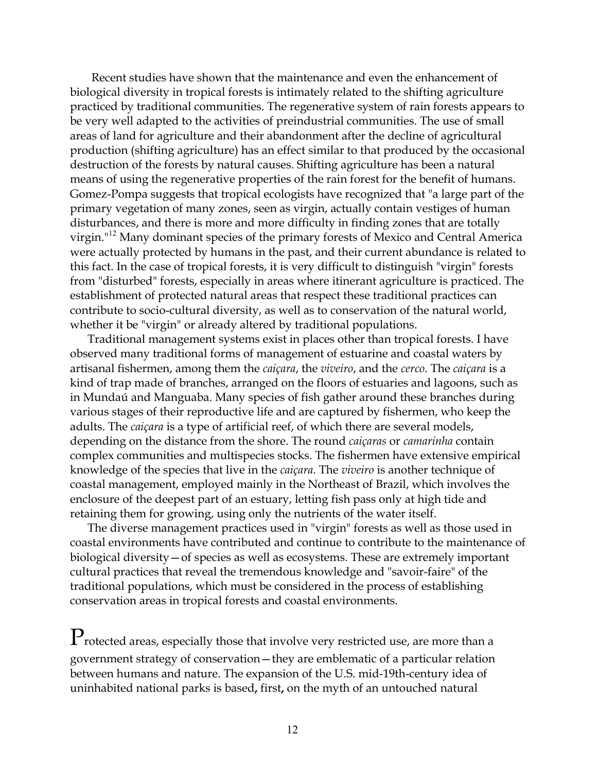Recent studies have shown that the maintenance and even the enhancement of biological diversity in tropical forests is intimately related to the shifting agriculture practiced by traditional communities. The regenerative system of rain forests appears to be very well adapted to the activities of preindustrial communities. The use of small areas of land for agriculture and their abandonment after the decline of agricultural production (shifting agriculture) has an effect similar to that produced by the occasional destruction of the forests by natural causes. Shifting agriculture has been a natural means of using the regenerative properties of the rain forest for the benefit of humans. Gomez-Pompa suggests that tropical ecologists have recognized that "a large part of the primary vegetation of many zones, seen as virgin, actually contain vestiges of human disturbances, and there is more and more difficulty in finding zones that are totally virgin."[12] Many dominant species of the primary forests of Mexico and Central America were actually protected by humans in the past, and their current abundance is related to this fact. In the case of tropical forests, it is very difficult to distinguish "virgin" forests from "disturbed" forests, especially in areas where itinerant agriculture is practiced. The establishment of protected natural areas that respect these traditional practices can contribute to socio-cultural diversity, as well as to conservation of the natural world, whether it be "virgin" or already altered by traditional populations.

Traditional management systems exist in places other than tropical forests. I have observed many traditional forms of management of estuarine and coastal waters by artisanal fishermen, among them the *caiçara*, the *viveiro*, and the *cerco*. The *caiçara* is a kind of trap made of branches, arranged on the floors of estuaries and lagoons, such as in Mundaú and Manguaba. Many species of fish gather around these branches during various stages of their reproductive life and are captured by fishermen, who keep the adults. The *caiçara* is a type of artificial reef, of which there are several models, depending on the distance from the shore. The round *caiçaras* or *camarinha* contain complex communities and multispecies stocks. The fishermen have extensive empirical knowledge of the species that live in the *caiçara*. The *viveiro* is another technique of coastal management, employed mainly in the Northeast of Brazil, which involves the enclosure of the deepest part of an estuary, letting fish pass only at high tide and retaining them for growing, using only the nutrients of the water itself.

The diverse management practices used in "virgin" forests as well as those used in coastal environments have contributed and continue to contribute to the maintenance of biological diversity—of species as well as ecosystems. These are extremely important cultural practices that reveal the tremendous knowledge and "savoir-faire" of the traditional populations, which must be considered in the process of establishing conservation areas in tropical forests and coastal environments.

Protected areas, especially those that involve very restricted use, are more than a government strategy of conservation—they are emblematic of a particular relation between humans and nature. The expansion of the U.S. mid-19th-century idea of uninhabited national parks is based**,** first**,** on the myth of an untouched natural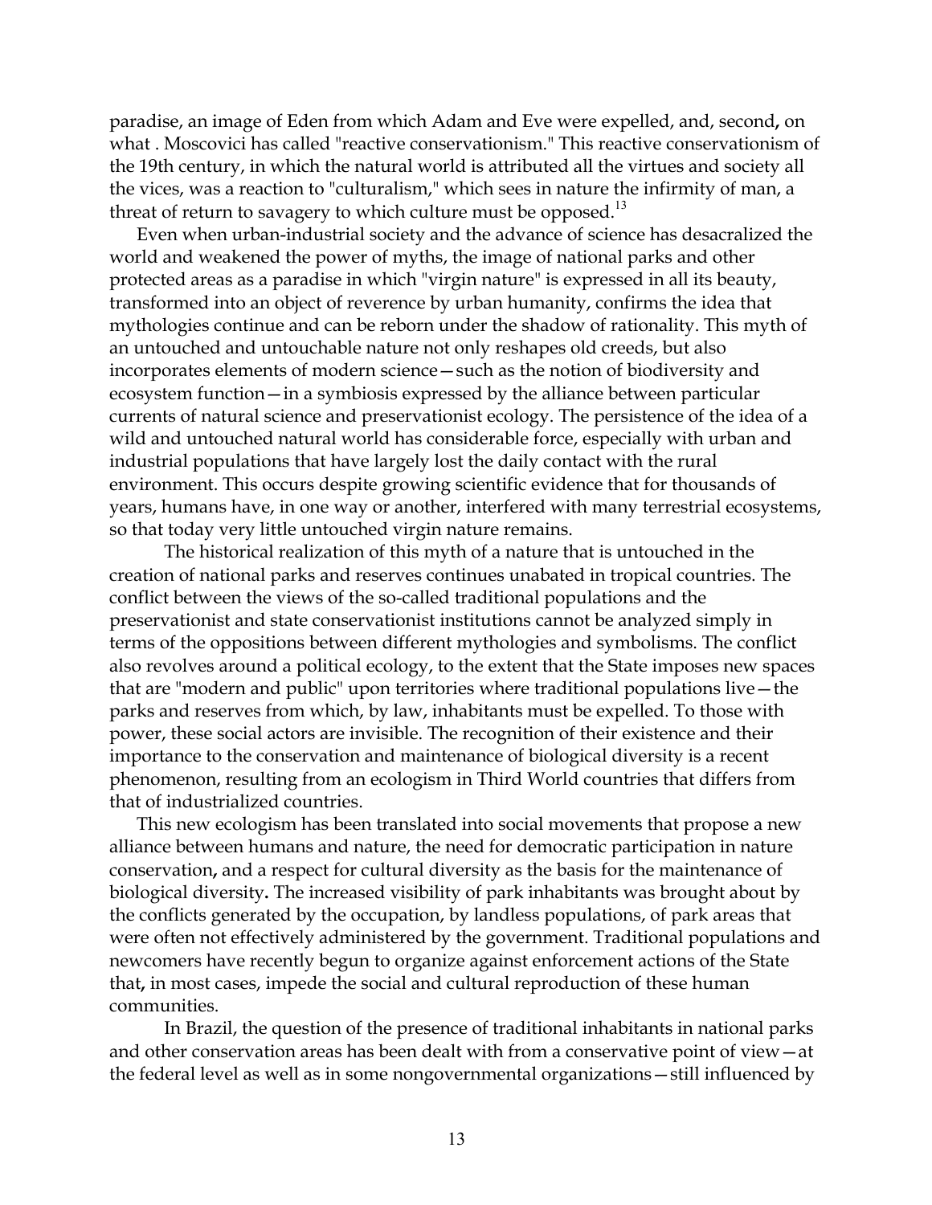paradise, an image of Eden from which Adam and Eve were expelled, and, second**,** on what . Moscovici has called "reactive conservationism." This reactive conservationism of the 19th century, in which the natural world is attributed all the virtues and society all the vices, was a reaction to "culturalism," which sees in nature the infirmity of man, a threat of return to savagery to which culture must be opposed.[13]

Even when urban-industrial society and the advance of science has desacralized the world and weakened the power of myths, the image of national parks and other protected areas as a paradise in which "virgin nature" is expressed in all its beauty, transformed into an object of reverence by urban humanity, confirms the idea that mythologies continue and can be reborn under the shadow of rationality. This myth of an untouched and untouchable nature not only reshapes old creeds, but also incorporates elements of modern science—such as the notion of biodiversity and ecosystem function—in a symbiosis expressed by the alliance between particular currents of natural science and preservationist ecology. The persistence of the idea of a wild and untouched natural world has considerable force, especially with urban and industrial populations that have largely lost the daily contact with the rural environment. This occurs despite growing scientific evidence that for thousands of years, humans have, in one way or another, interfered with many terrestrial ecosystems, so that today very little untouched virgin nature remains.

The historical realization of this myth of a nature that is untouched in the creation of national parks and reserves continues unabated in tropical countries. The conflict between the views of the so-called traditional populations and the preservationist and state conservationist institutions cannot be analyzed simply in terms of the oppositions between different mythologies and symbolisms. The conflict also revolves around a political ecology, to the extent that the State imposes new spaces that are "modern and public" upon territories where traditional populations live—the parks and reserves from which, by law, inhabitants must be expelled. To those with power, these social actors are invisible. The recognition of their existence and their importance to the conservation and maintenance of biological diversity is a recent phenomenon, resulting from an ecologism in Third World countries that differs from that of industrialized countries.

This new ecologism has been translated into social movements that propose a new alliance between humans and nature, the need for democratic participation in nature conservation**,** and a respect for cultural diversity as the basis for the maintenance of biological diversity**.** The increased visibility of park inhabitants was brought about by the conflicts generated by the occupation, by landless populations, of park areas that were often not effectively administered by the government. Traditional populations and newcomers have recently begun to organize against enforcement actions of the State that**,** in most cases, impede the social and cultural reproduction of these human communities.

In Brazil, the question of the presence of traditional inhabitants in national parks and other conservation areas has been dealt with from a conservative point of view—at the federal level as well as in some nongovernmental organizations—still influenced by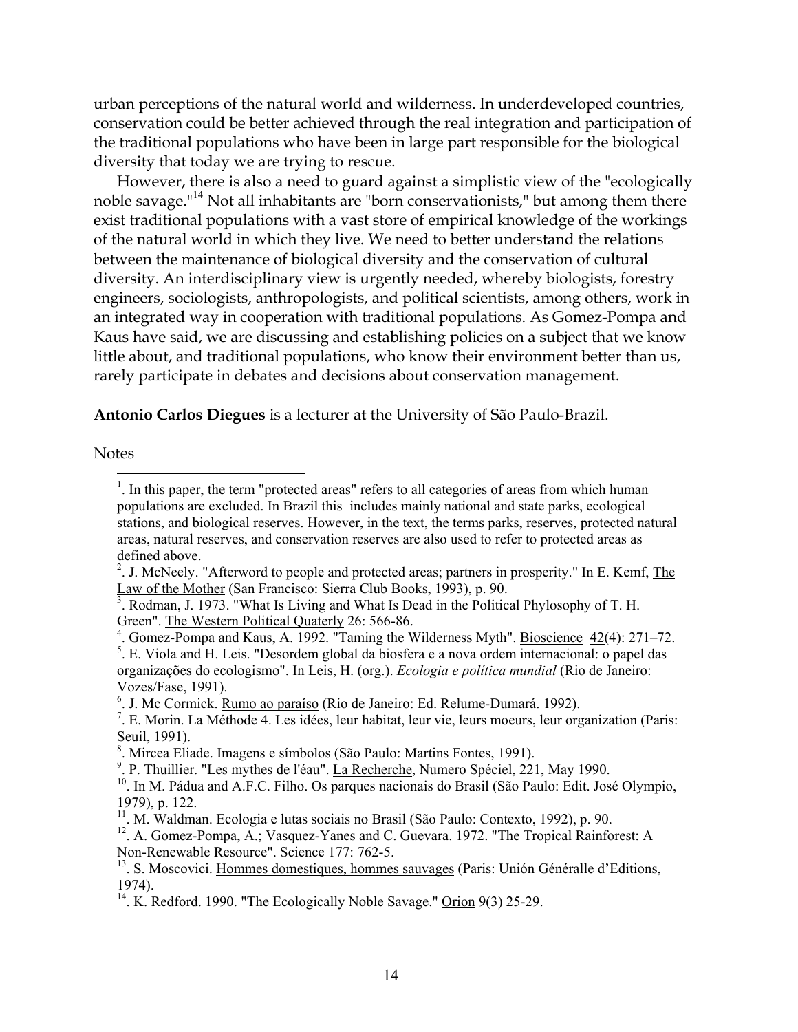urban perceptions of the natural world and wilderness. In underdeveloped countries, conservation could be better achieved through the real integration and participation of the traditional populations who have been in large part responsible for the biological diversity that today we are trying to rescue.

However, there is also a need to guard against a simplistic view of the "ecologically noble savage."[14] Not all inhabitants are "born conservationists," but among them there exist traditional populations with a vast store of empirical knowledge of the workings of the natural world in which they live. We need to better understand the relations between the maintenance of biological diversity and the conservation of cultural diversity. An interdisciplinary view is urgently needed, whereby biologists, forestry engineers, sociologists, anthropologists, and political scientists, among others, work in an integrated way in cooperation with traditional populations. As Gomez-Pompa and Kaus have said, we are discussing and establishing policies on a subject that we know little about, and traditional populations, who know their environment better than us, rarely participate in debates and decisions about conservation management.

**Antonio Carlos Diegues** is a lecturer at the University of São Paulo-Brazil.

Notes

[1]. In this paper, the term "protected areas" refers to all categories of areas from which human populations are excluded. In Brazil this includes mainly national and state parks, ecological stations, and biological reserves. However, in the text, the terms parks, reserves, protected natural areas, natural reserves, and conservation reserves are also used to refer to protected areas as defined above.

[2]. J. McNeely. "Afterword to people and protected areas; partners in prosperity." In E. Kemf, The Law of the Mother (San Francisco: Sierra Club Books, 1993), p. 90.

[3]. Rodman, J. 1973. "What Is Living and What Is Dead in the Political Phylosophy of T. H. Green". The Western Political Quaterly 26: 566-86.

[4]. Gomez-Pompa and Kaus, A. 1992. "Taming the Wilderness Myth". Bioscience 42(4): 271–72.

[5]. E. Viola and H. Leis. "Desordem global da biosfera e a nova ordem internacional: o papel das organizações do ecologismo". In Leis, H. (org.). *Ecologia e política mundial* (Rio de Janeiro: Vozes/Fase, 1991).

[6]. J. Mc Cormick. Rumo ao paraíso (Rio de Janeiro: Ed. Relume-Dumará. 1992).

[7]. E. Morin. La Méthode 4. Les idées, leur habitat, leur vie, leurs moeurs, leur organization (Paris: Seuil, 1991).

[8]. Mircea Eliade. Imagens e símbolos (São Paulo: Martins Fontes, 1991).

[9]. P. Thuillier. "Les mythes de l'éau". La Recherche, Numero Spéciel, 221, May 1990.

[10]. In M. Pádua and A.F.C. Filho. Os parques nacionais do Brasil (São Paulo: Edit. José Olympio, 1979), p. 122.

[11]. M. Waldman. Ecologia e lutas sociais no Brasil (São Paulo: Contexto, 1992), p. 90.

[12]. A. Gomez-Pompa, A.; Vasquez-Yanes and C. Guevara. 1972. "The Tropical Rainforest: A Non-Renewable Resource". Science 177: 762-5.

[13]. S. Moscovici. Hommes domestiques, hommes sauvages (Paris: Unión Généralle d'Editions, 1974).

[14]. K. Redford. 1990. "The Ecologically Noble Savage." Orion 9(3) 25-29.